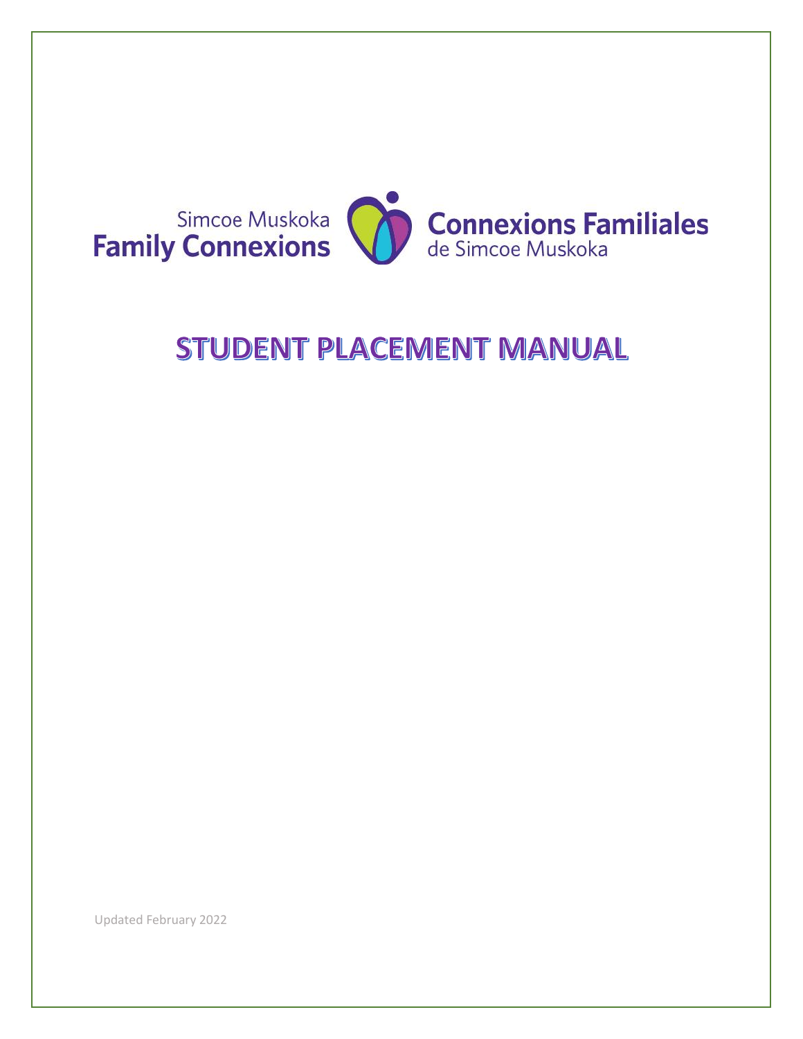Simcoe Muskoka
**Family Connexions**

**Connexions Familiales**
de Simcoe Muskoka

# STUDENT PLACEMENT MANUAL

Updated February 2022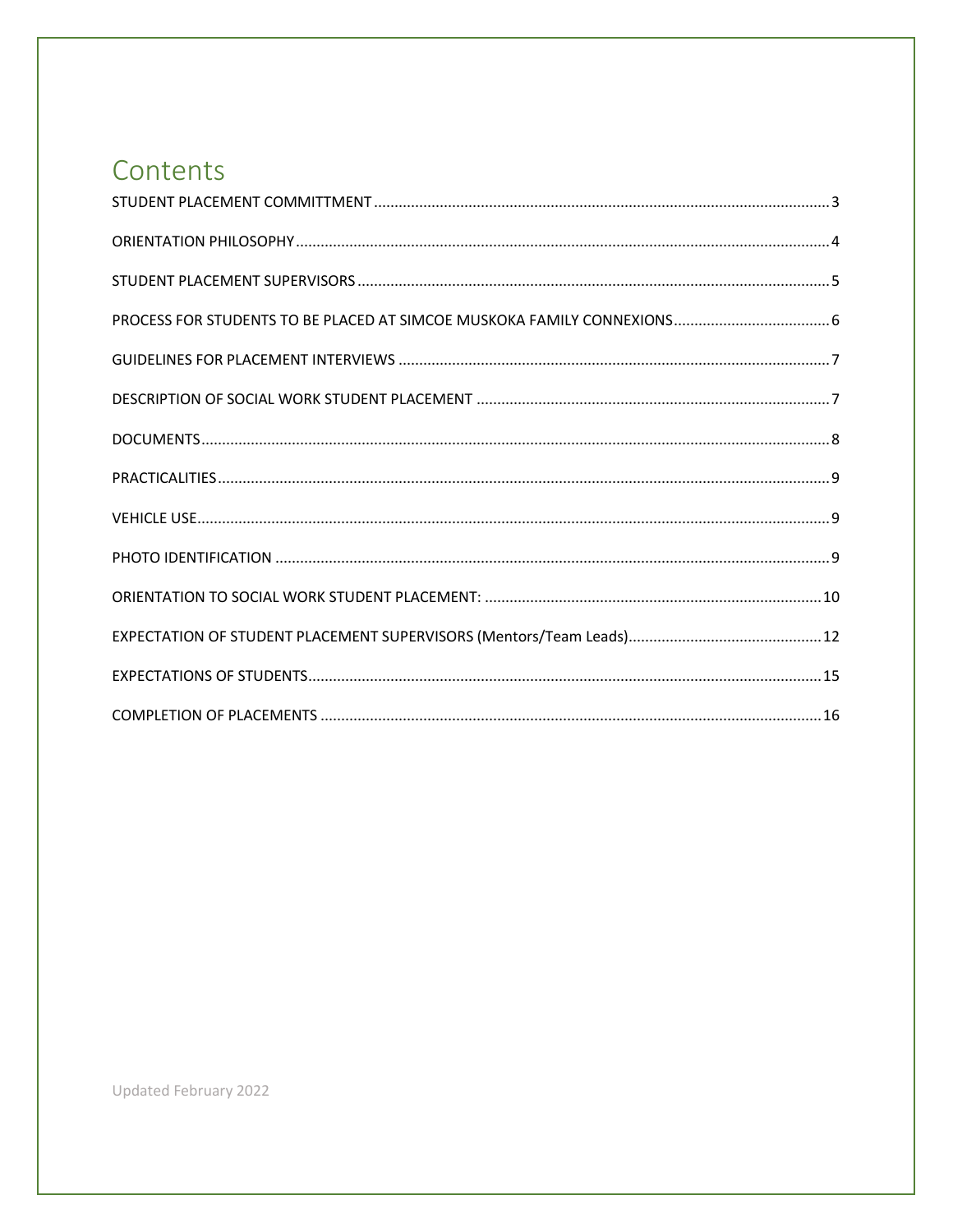# Contents

STUDENT PLACEMENT COMMITTMENT ........ 3

ORIENTATION PHILOSOPHY ........ 4

STUDENT PLACEMENT SUPERVISORS ........ 5

PROCESS FOR STUDENTS TO BE PLACED AT SIMCOE MUSKOKA FAMILY CONNEXIONS ........ 6

GUIDELINES FOR PLACEMENT INTERVIEWS ........ 7

DESCRIPTION OF SOCIAL WORK STUDENT PLACEMENT ........ 7

DOCUMENTS ........ 8

PRACTICALITIES ........ 9

VEHICLE USE ........ 9

PHOTO IDENTIFICATION ........ 9

ORIENTATION TO SOCIAL WORK STUDENT PLACEMENT: ........ 10

EXPECTATION OF STUDENT PLACEMENT SUPERVISORS (Mentors/Team Leads) ........ 12

EXPECTATIONS OF STUDENTS ........ 15

COMPLETION OF PLACEMENTS ........ 16

Updated February 2022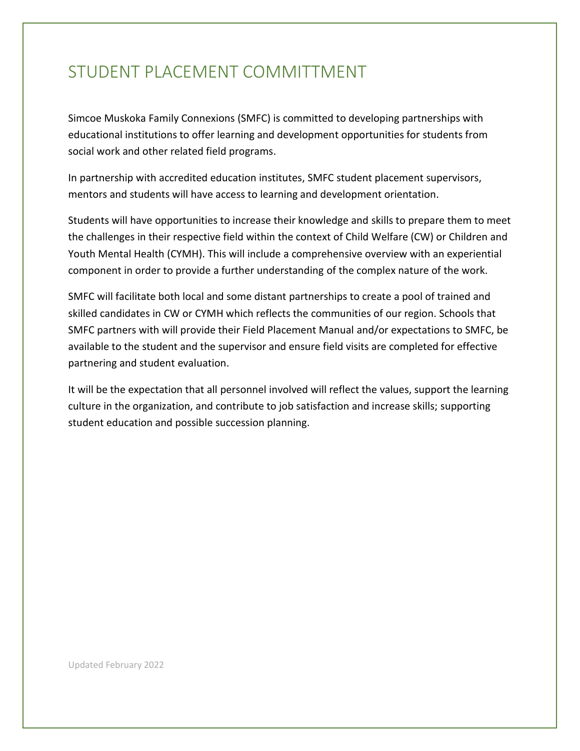# STUDENT PLACEMENT COMMITTMENT

Simcoe Muskoka Family Connexions (SMFC) is committed to developing partnerships with educational institutions to offer learning and development opportunities for students from social work and other related field programs.

In partnership with accredited education institutes, SMFC student placement supervisors, mentors and students will have access to learning and development orientation.

Students will have opportunities to increase their knowledge and skills to prepare them to meet the challenges in their respective field within the context of Child Welfare (CW) or Children and Youth Mental Health (CYMH). This will include a comprehensive overview with an experiential component in order to provide a further understanding of the complex nature of the work.

SMFC will facilitate both local and some distant partnerships to create a pool of trained and skilled candidates in CW or CYMH which reflects the communities of our region. Schools that SMFC partners with will provide their Field Placement Manual and/or expectations to SMFC, be available to the student and the supervisor and ensure field visits are completed for effective partnering and student evaluation.

It will be the expectation that all personnel involved will reflect the values, support the learning culture in the organization, and contribute to job satisfaction and increase skills; supporting student education and possible succession planning.

Updated February 2022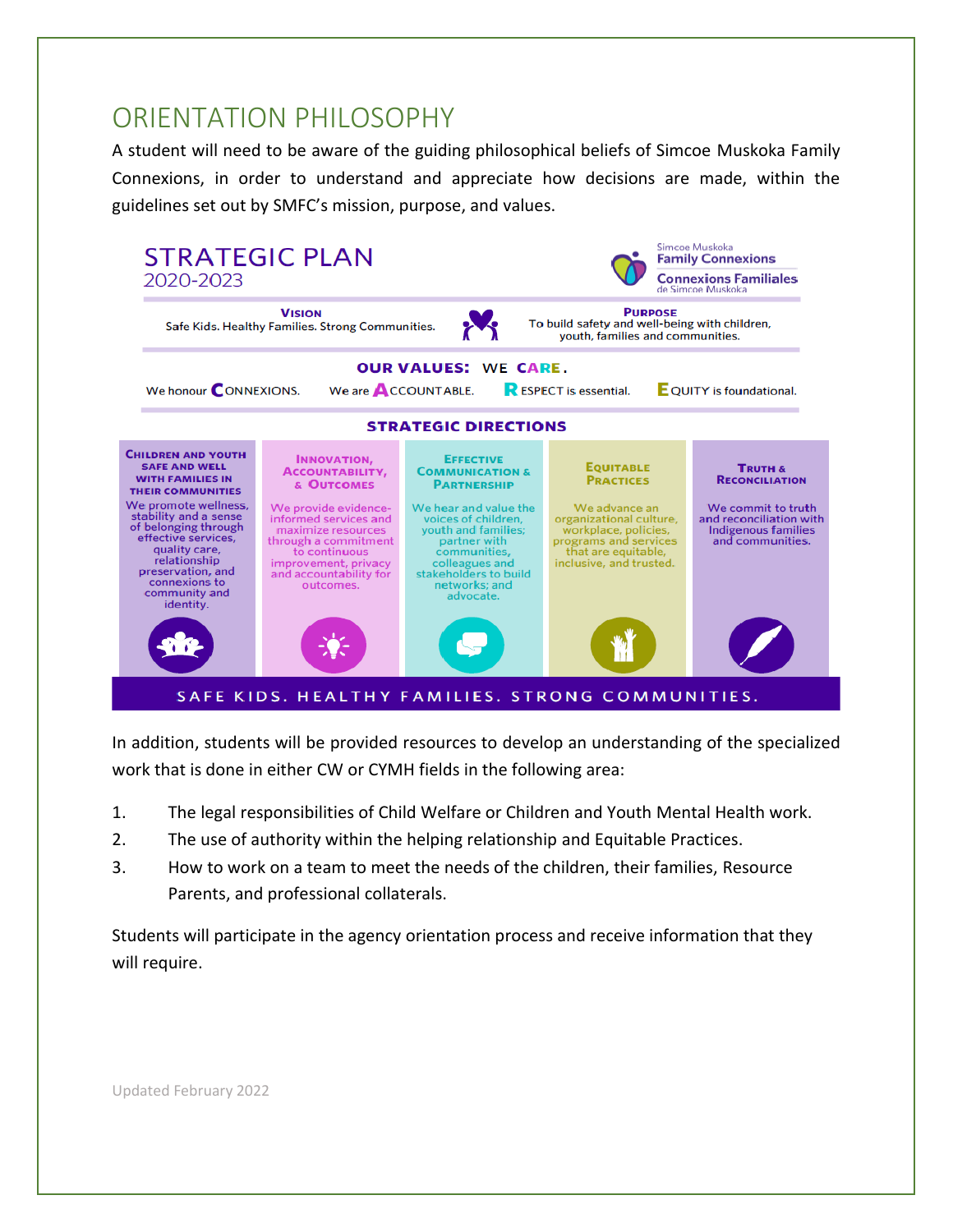## ORIENTATION PHILOSOPHY

A student will need to be aware of the guiding philosophical beliefs of Simcoe Muskoka Family Connexions, in order to understand and appreciate how decisions are made, within the guidelines set out by SMFC's mission, purpose, and values.

### STRATEGIC PLAN 2020-2023

Simcoe Muskoka Family Connexions
Connexions Familiales de Simcoe Muskoka

**VISION**
Safe Kids. Healthy Families. Strong Communities.

**PURPOSE**
To build safety and well-being with children, youth, families and communities.

**OUR VALUES: WE CARE.**

We honour **C**ONNEXIONS. We are **A**CCOUNTABLE. **R**ESPECT is essential. **E**QUITY is foundational.

**STRATEGIC DIRECTIONS**

| Children and Youth Safe and Well with Families in their Communities | Innovation, Accountability, & Outcomes | Effective Communication & Partnership | Equitable Practices | Truth & Reconciliation |
|---|---|---|---|---|
| We promote wellness, stability and a sense of belonging through effective services, quality care, relationship preservation, and connexions to community and identity. | We provide evidence-informed services and maximize resources through a commitment to continuous improvement, privacy and accountability for outcomes. | We hear and value the voices of children, youth and families; partner with communities, colleagues and stakeholders to build networks; and advocate. | We advance an organizational culture, workplace, policies, programs and services that are equitable, inclusive, and trusted. | We commit to truth and reconciliation with Indigenous families and communities. |

SAFE KIDS. HEALTHY FAMILIES. STRONG COMMUNITIES.

In addition, students will be provided resources to develop an understanding of the specialized work that is done in either CW or CYMH fields in the following area:

1. The legal responsibilities of Child Welfare or Children and Youth Mental Health work.
2. The use of authority within the helping relationship and Equitable Practices.
3. How to work on a team to meet the needs of the children, their families, Resource Parents, and professional collaterals.

Students will participate in the agency orientation process and receive information that they will require.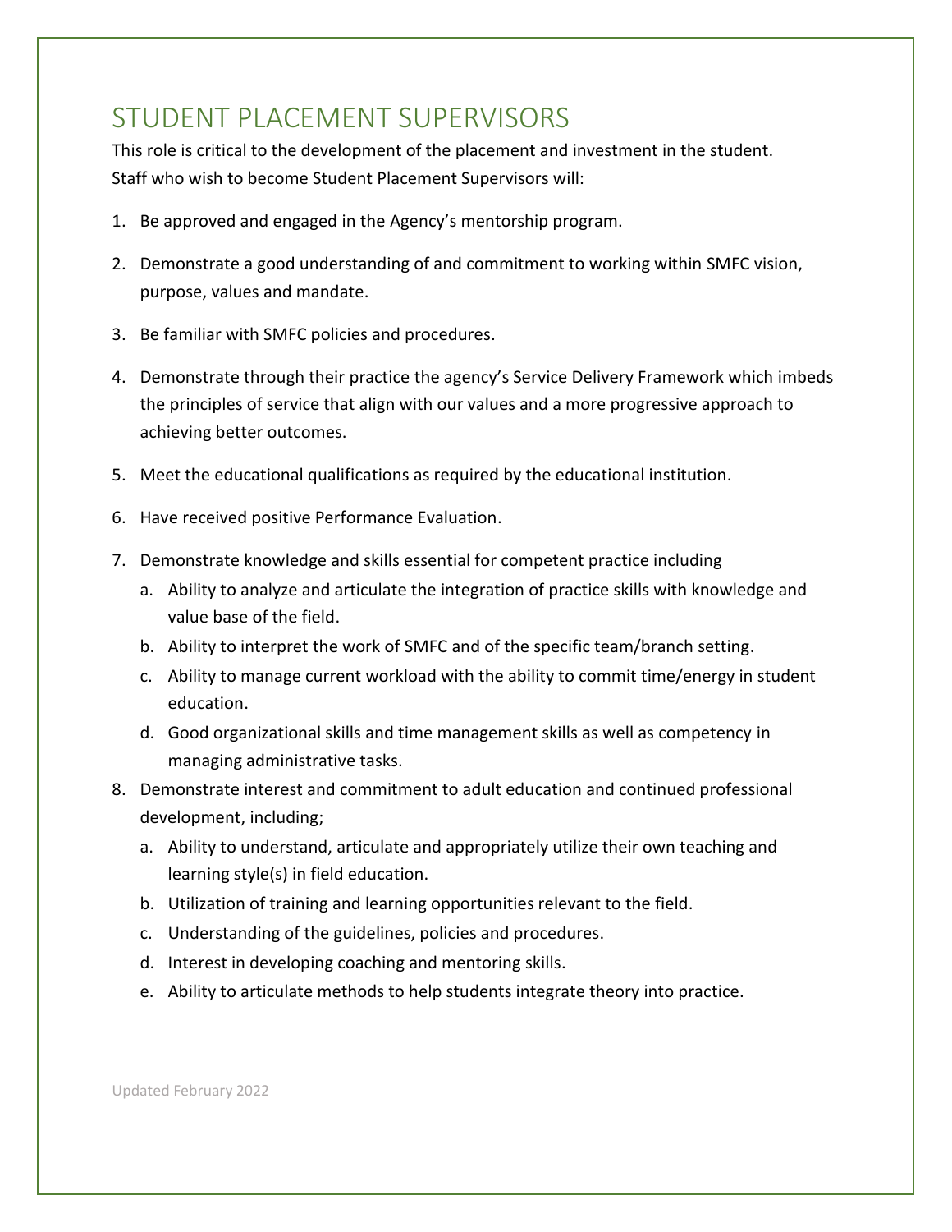# STUDENT PLACEMENT SUPERVISORS

This role is critical to the development of the placement and investment in the student. Staff who wish to become Student Placement Supervisors will:

1. Be approved and engaged in the Agency's mentorship program.
2. Demonstrate a good understanding of and commitment to working within SMFC vision, purpose, values and mandate.
3. Be familiar with SMFC policies and procedures.
4. Demonstrate through their practice the agency's Service Delivery Framework which imbeds the principles of service that align with our values and a more progressive approach to achieving better outcomes.
5. Meet the educational qualifications as required by the educational institution.
6. Have received positive Performance Evaluation.
7. Demonstrate knowledge and skills essential for competent practice including
   a. Ability to analyze and articulate the integration of practice skills with knowledge and value base of the field.
   b. Ability to interpret the work of SMFC and of the specific team/branch setting.
   c. Ability to manage current workload with the ability to commit time/energy in student education.
   d. Good organizational skills and time management skills as well as competency in managing administrative tasks.
8. Demonstrate interest and commitment to adult education and continued professional development, including;
   a. Ability to understand, articulate and appropriately utilize their own teaching and learning style(s) in field education.
   b. Utilization of training and learning opportunities relevant to the field.
   c. Understanding of the guidelines, policies and procedures.
   d. Interest in developing coaching and mentoring skills.
   e. Ability to articulate methods to help students integrate theory into practice.

Updated February 2022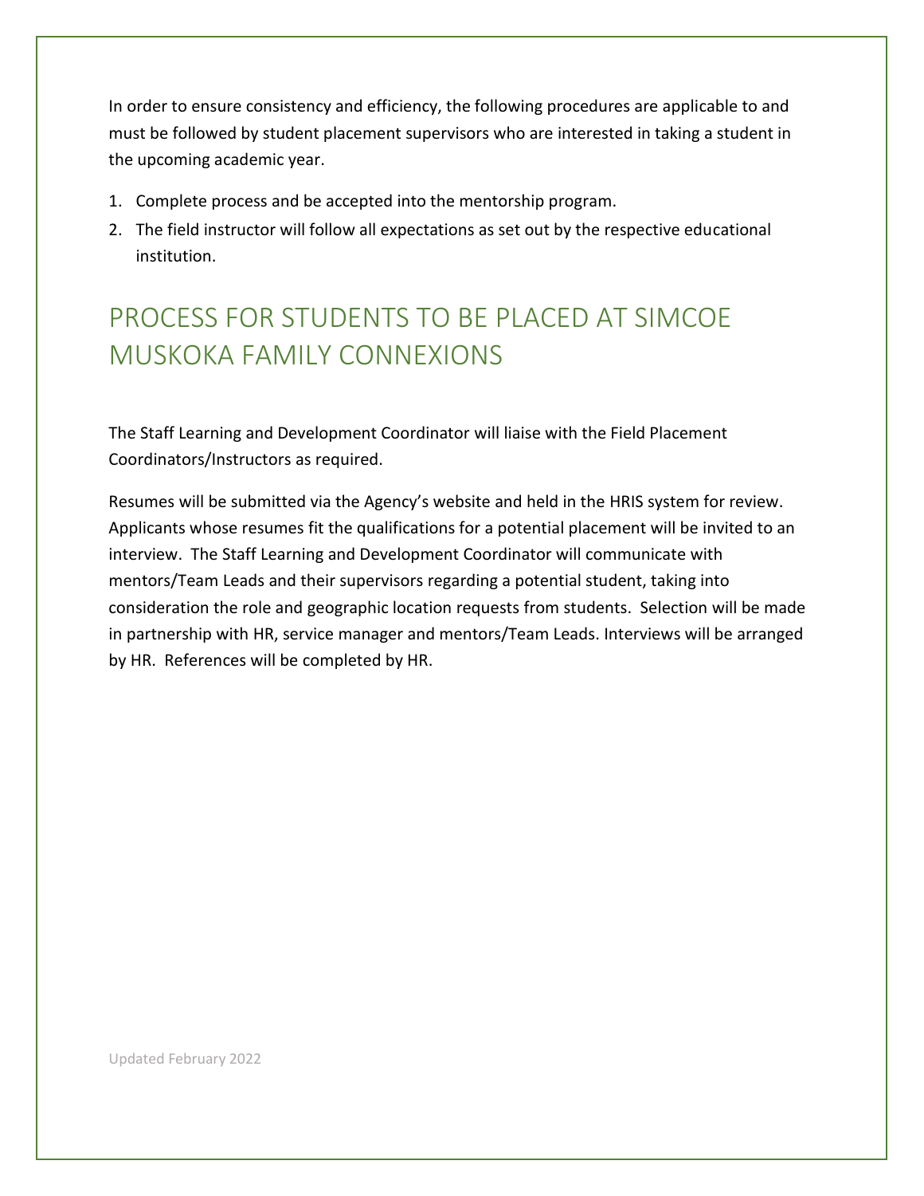In order to ensure consistency and efficiency, the following procedures are applicable to and must be followed by student placement supervisors who are interested in taking a student in the upcoming academic year.

1. Complete process and be accepted into the mentorship program.
2. The field instructor will follow all expectations as set out by the respective educational institution.

# PROCESS FOR STUDENTS TO BE PLACED AT SIMCOE MUSKOKA FAMILY CONNEXIONS

The Staff Learning and Development Coordinator will liaise with the Field Placement Coordinators/Instructors as required.

Resumes will be submitted via the Agency's website and held in the HRIS system for review. Applicants whose resumes fit the qualifications for a potential placement will be invited to an interview. The Staff Learning and Development Coordinator will communicate with mentors/Team Leads and their supervisors regarding a potential student, taking into consideration the role and geographic location requests from students. Selection will be made in partnership with HR, service manager and mentors/Team Leads. Interviews will be arranged by HR. References will be completed by HR.

Updated February 2022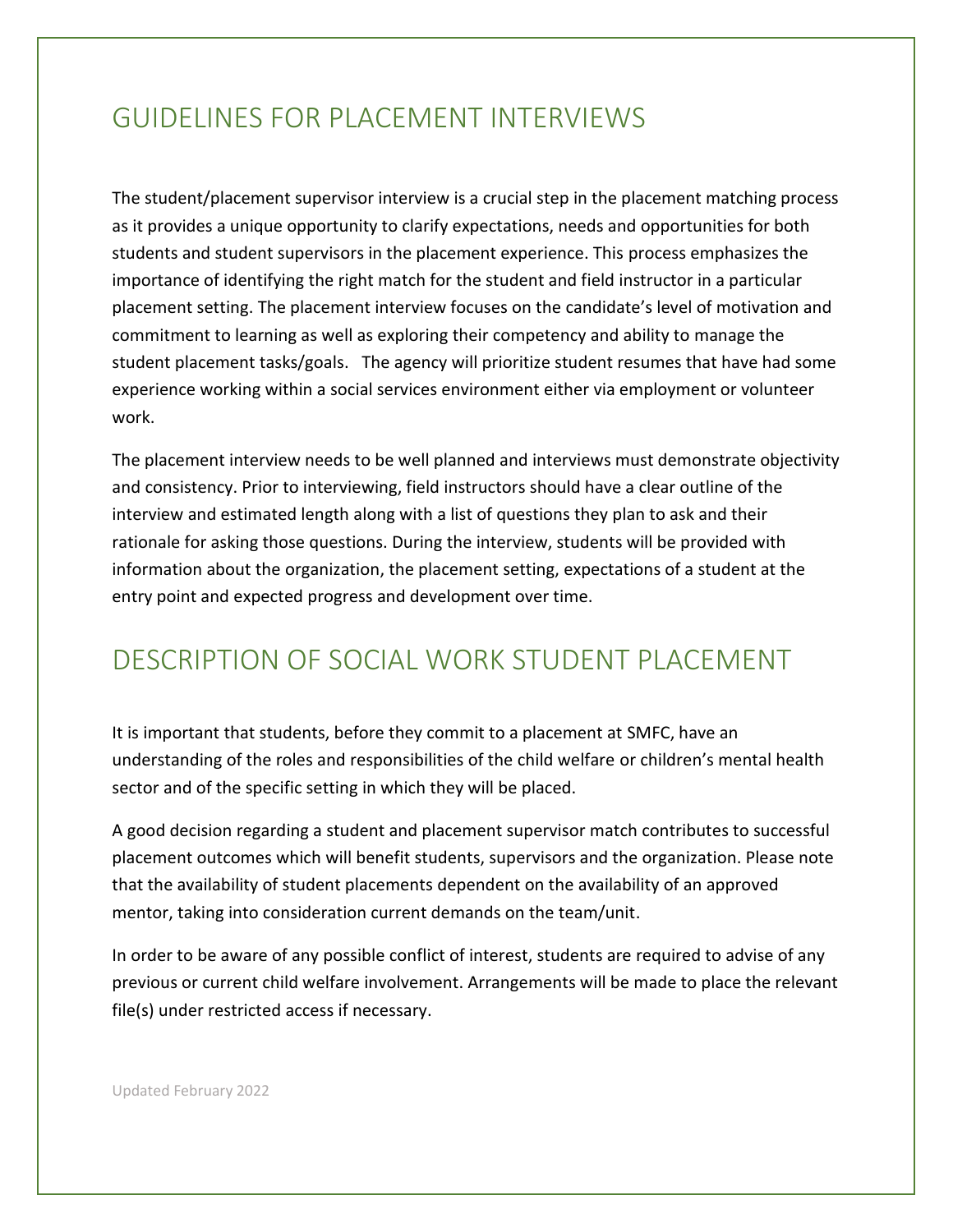## GUIDELINES FOR PLACEMENT INTERVIEWS

The student/placement supervisor interview is a crucial step in the placement matching process as it provides a unique opportunity to clarify expectations, needs and opportunities for both students and student supervisors in the placement experience. This process emphasizes the importance of identifying the right match for the student and field instructor in a particular placement setting. The placement interview focuses on the candidate's level of motivation and commitment to learning as well as exploring their competency and ability to manage the student placement tasks/goals. The agency will prioritize student resumes that have had some experience working within a social services environment either via employment or volunteer work.

The placement interview needs to be well planned and interviews must demonstrate objectivity and consistency. Prior to interviewing, field instructors should have a clear outline of the interview and estimated length along with a list of questions they plan to ask and their rationale for asking those questions. During the interview, students will be provided with information about the organization, the placement setting, expectations of a student at the entry point and expected progress and development over time.

## DESCRIPTION OF SOCIAL WORK STUDENT PLACEMENT

It is important that students, before they commit to a placement at SMFC, have an understanding of the roles and responsibilities of the child welfare or children's mental health sector and of the specific setting in which they will be placed.

A good decision regarding a student and placement supervisor match contributes to successful placement outcomes which will benefit students, supervisors and the organization. Please note that the availability of student placements dependent on the availability of an approved mentor, taking into consideration current demands on the team/unit.

In order to be aware of any possible conflict of interest, students are required to advise of any previous or current child welfare involvement. Arrangements will be made to place the relevant file(s) under restricted access if necessary.

Updated February 2022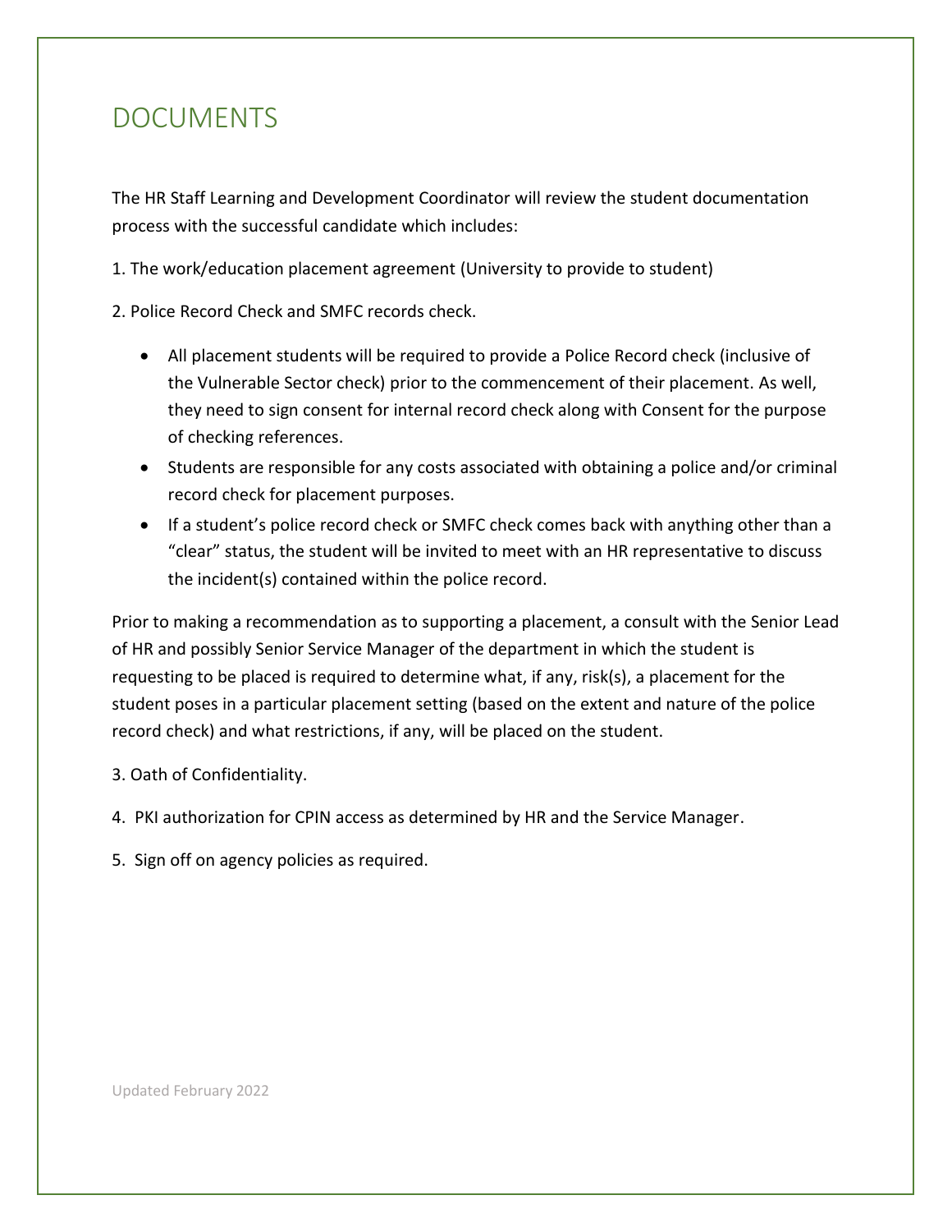# DOCUMENTS

The HR Staff Learning and Development Coordinator will review the student documentation process with the successful candidate which includes:

1. The work/education placement agreement (University to provide to student)

2. Police Record Check and SMFC records check.

- All placement students will be required to provide a Police Record check (inclusive of the Vulnerable Sector check) prior to the commencement of their placement. As well, they need to sign consent for internal record check along with Consent for the purpose of checking references.
- Students are responsible for any costs associated with obtaining a police and/or criminal record check for placement purposes.
- If a student's police record check or SMFC check comes back with anything other than a "clear" status, the student will be invited to meet with an HR representative to discuss the incident(s) contained within the police record.

Prior to making a recommendation as to supporting a placement, a consult with the Senior Lead of HR and possibly Senior Service Manager of the department in which the student is requesting to be placed is required to determine what, if any, risk(s), a placement for the student poses in a particular placement setting (based on the extent and nature of the police record check) and what restrictions, if any, will be placed on the student.

3. Oath of Confidentiality.

4. PKI authorization for CPIN access as determined by HR and the Service Manager.

5. Sign off on agency policies as required.

Updated February 2022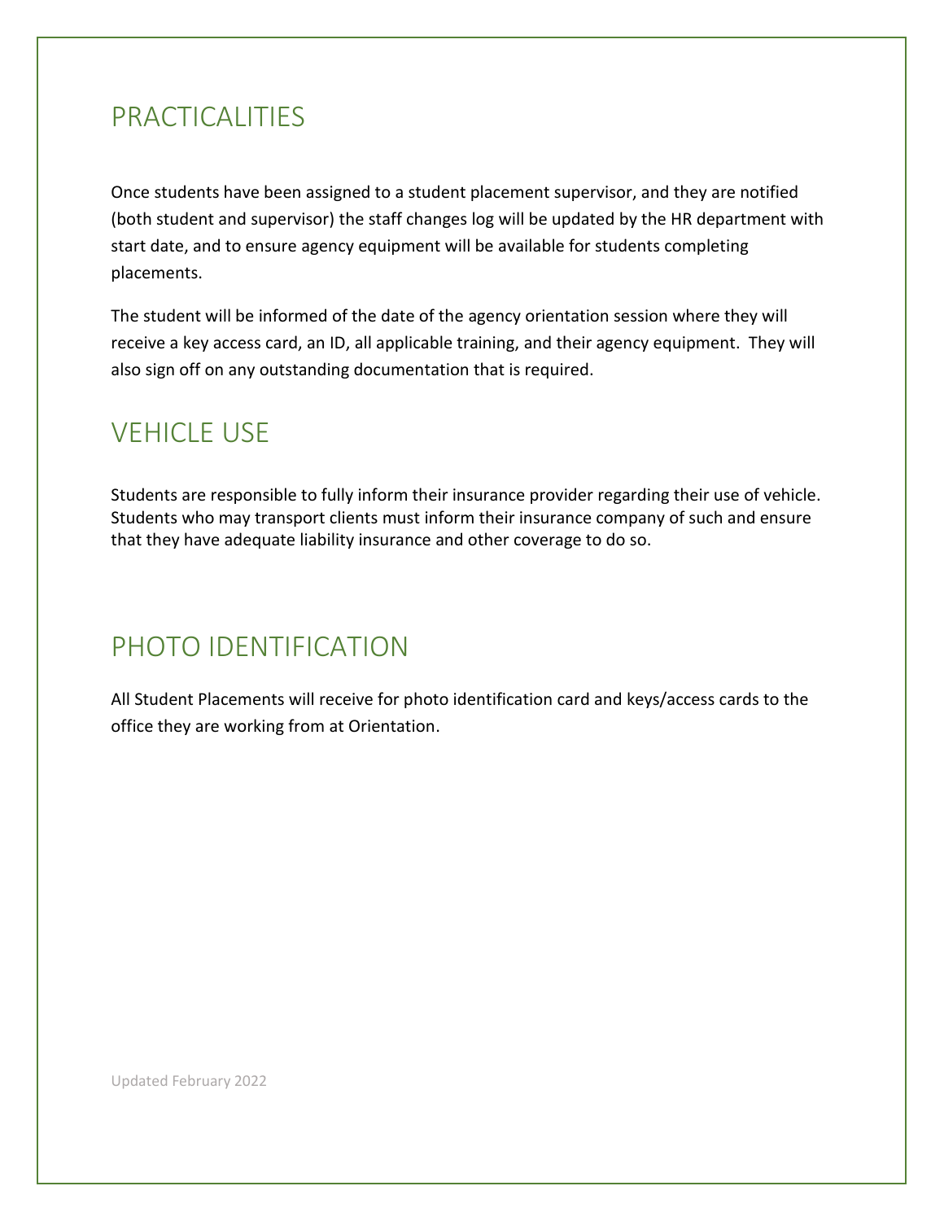## PRACTICALITIES

Once students have been assigned to a student placement supervisor, and they are notified (both student and supervisor) the staff changes log will be updated by the HR department with start date, and to ensure agency equipment will be available for students completing placements.

The student will be informed of the date of the agency orientation session where they will receive a key access card, an ID, all applicable training, and their agency equipment. They will also sign off on any outstanding documentation that is required.

## VEHICLE USE

Students are responsible to fully inform their insurance provider regarding their use of vehicle. Students who may transport clients must inform their insurance company of such and ensure that they have adequate liability insurance and other coverage to do so.

## PHOTO IDENTIFICATION

All Student Placements will receive for photo identification card and keys/access cards to the office they are working from at Orientation.

Updated February 2022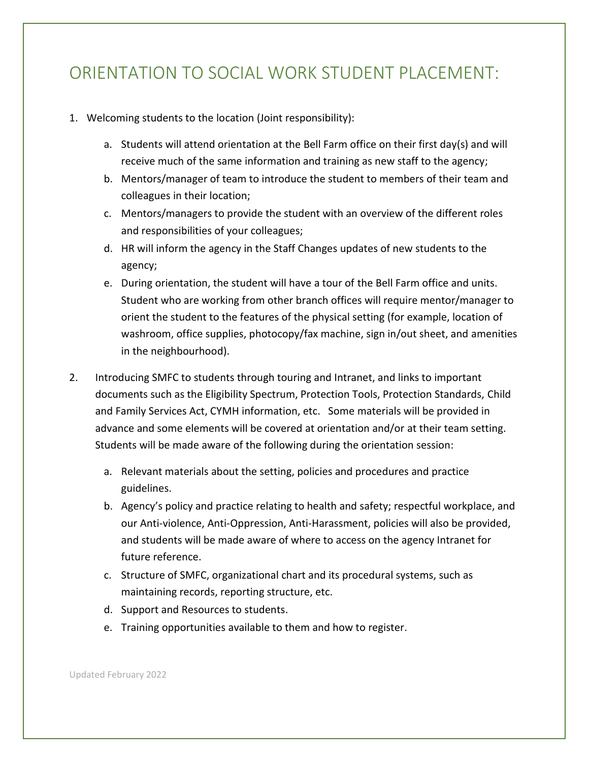# ORIENTATION TO SOCIAL WORK STUDENT PLACEMENT:

1. Welcoming students to the location (Joint responsibility):

   a. Students will attend orientation at the Bell Farm office on their first day(s) and will receive much of the same information and training as new staff to the agency;
   b. Mentors/manager of team to introduce the student to members of their team and colleagues in their location;
   c. Mentors/managers to provide the student with an overview of the different roles and responsibilities of your colleagues;
   d. HR will inform the agency in the Staff Changes updates of new students to the agency;
   e. During orientation, the student will have a tour of the Bell Farm office and units. Student who are working from other branch offices will require mentor/manager to orient the student to the features of the physical setting (for example, location of washroom, office supplies, photocopy/fax machine, sign in/out sheet, and amenities in the neighbourhood).

2. Introducing SMFC to students through touring and Intranet, and links to important documents such as the Eligibility Spectrum, Protection Tools, Protection Standards, Child and Family Services Act, CYMH information, etc. Some materials will be provided in advance and some elements will be covered at orientation and/or at their team setting. Students will be made aware of the following during the orientation session:

   a. Relevant materials about the setting, policies and procedures and practice guidelines.
   b. Agency's policy and practice relating to health and safety; respectful workplace, and our Anti-violence, Anti-Oppression, Anti-Harassment, policies will also be provided, and students will be made aware of where to access on the agency Intranet for future reference.
   c. Structure of SMFC, organizational chart and its procedural systems, such as maintaining records, reporting structure, etc.
   d. Support and Resources to students.
   e. Training opportunities available to them and how to register.

Updated February 2022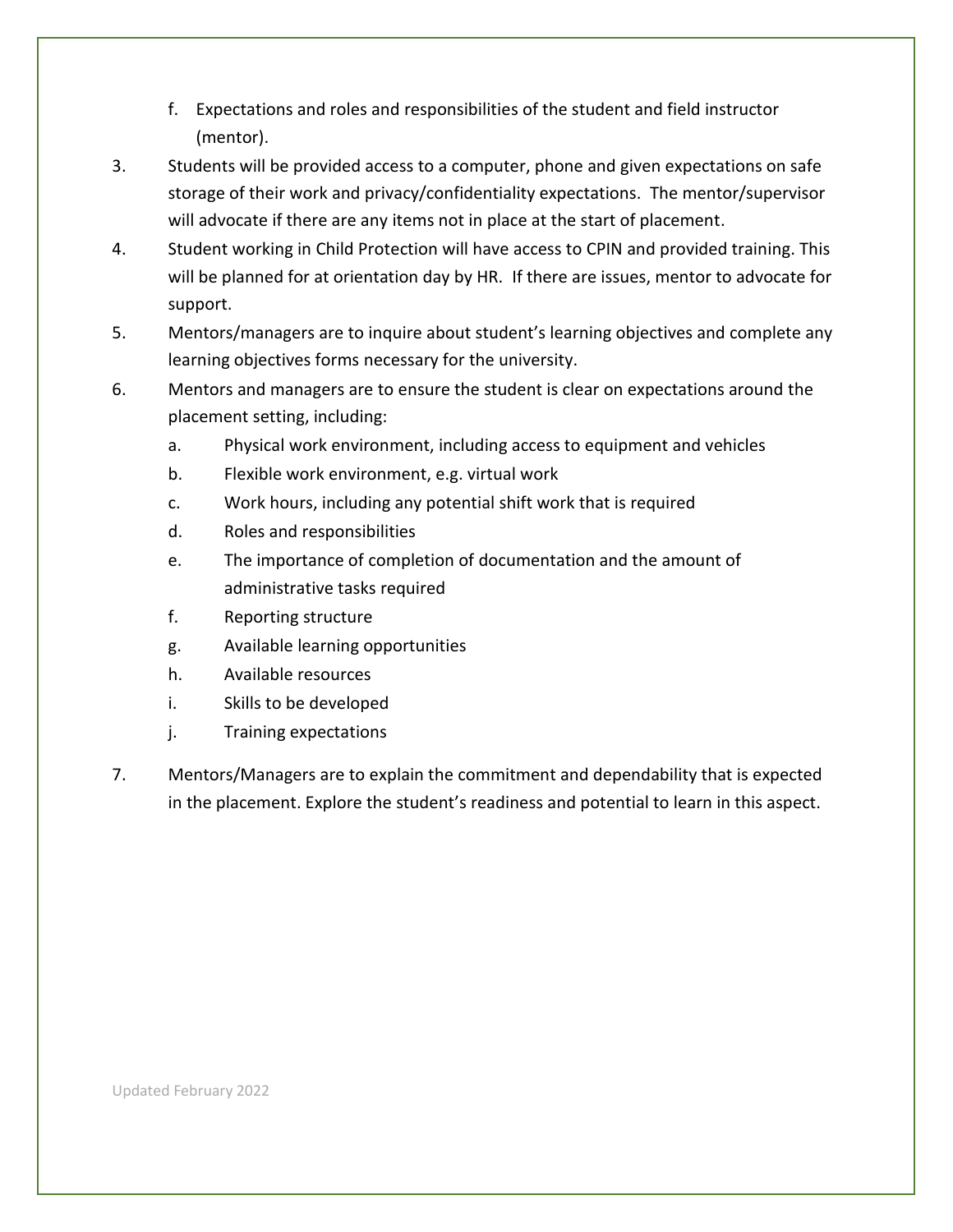f. Expectations and roles and responsibilities of the student and field instructor (mentor).

3. Students will be provided access to a computer, phone and given expectations on safe storage of their work and privacy/confidentiality expectations. The mentor/supervisor will advocate if there are any items not in place at the start of placement.
4. Student working in Child Protection will have access to CPIN and provided training. This will be planned for at orientation day by HR. If there are issues, mentor to advocate for support.
5. Mentors/managers are to inquire about student's learning objectives and complete any learning objectives forms necessary for the university.
6. Mentors and managers are to ensure the student is clear on expectations around the placement setting, including:
   a. Physical work environment, including access to equipment and vehicles
   b. Flexible work environment, e.g. virtual work
   c. Work hours, including any potential shift work that is required
   d. Roles and responsibilities
   e. The importance of completion of documentation and the amount of administrative tasks required
   f. Reporting structure
   g. Available learning opportunities
   h. Available resources
   i. Skills to be developed
   j. Training expectations
7. Mentors/Managers are to explain the commitment and dependability that is expected in the placement. Explore the student's readiness and potential to learn in this aspect.

Updated February 2022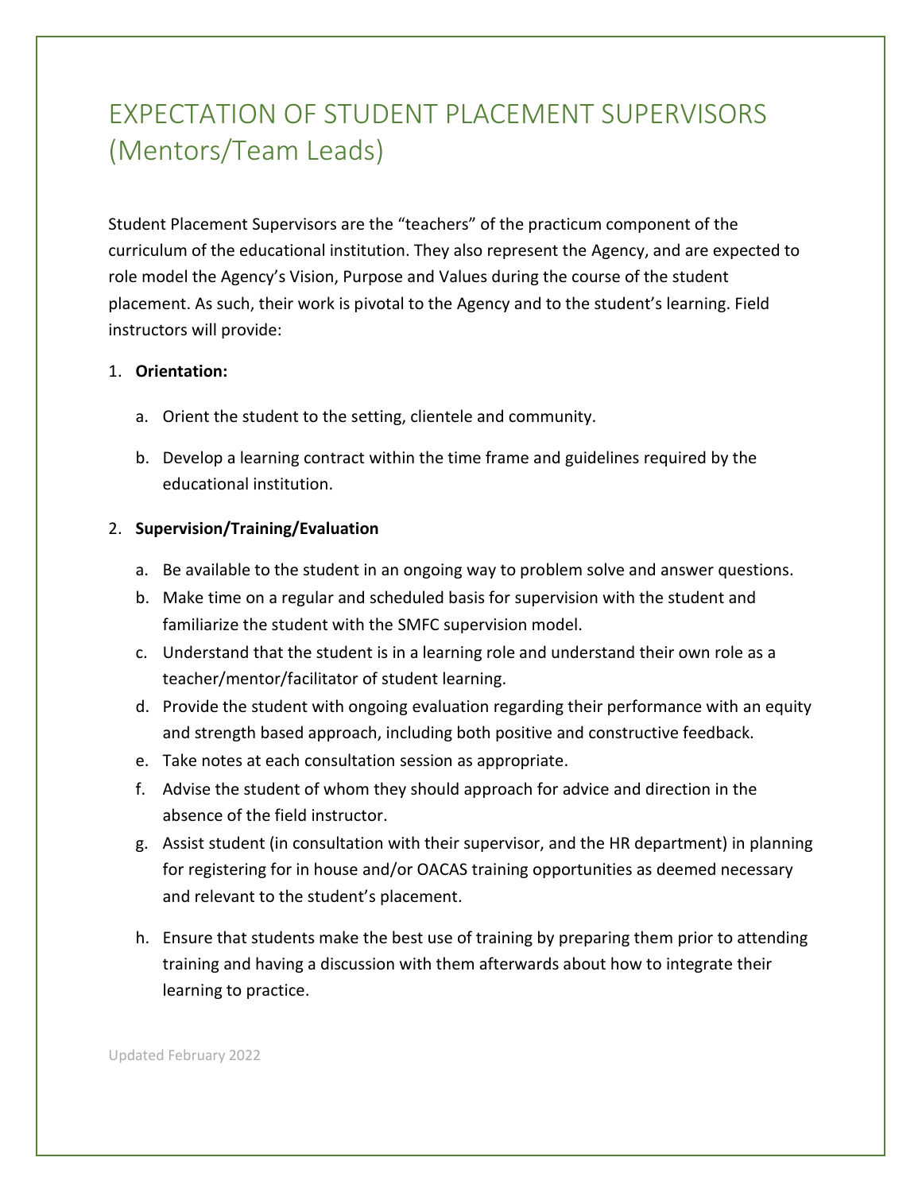# EXPECTATION OF STUDENT PLACEMENT SUPERVISORS (Mentors/Team Leads)

Student Placement Supervisors are the "teachers" of the practicum component of the curriculum of the educational institution. They also represent the Agency, and are expected to role model the Agency's Vision, Purpose and Values during the course of the student placement. As such, their work is pivotal to the Agency and to the student's learning. Field instructors will provide:

1. **Orientation:**

    a. Orient the student to the setting, clientele and community.

    b. Develop a learning contract within the time frame and guidelines required by the educational institution.

2. **Supervision/Training/Evaluation**

    a. Be available to the student in an ongoing way to problem solve and answer questions.
    b. Make time on a regular and scheduled basis for supervision with the student and familiarize the student with the SMFC supervision model.
    c. Understand that the student is in a learning role and understand their own role as a teacher/mentor/facilitator of student learning.
    d. Provide the student with ongoing evaluation regarding their performance with an equity and strength based approach, including both positive and constructive feedback.
    e. Take notes at each consultation session as appropriate.
    f. Advise the student of whom they should approach for advice and direction in the absence of the field instructor.
    g. Assist student (in consultation with their supervisor, and the HR department) in planning for registering for in house and/or OACAS training opportunities as deemed necessary and relevant to the student's placement.

    h. Ensure that students make the best use of training by preparing them prior to attending training and having a discussion with them afterwards about how to integrate their learning to practice.

Updated February 2022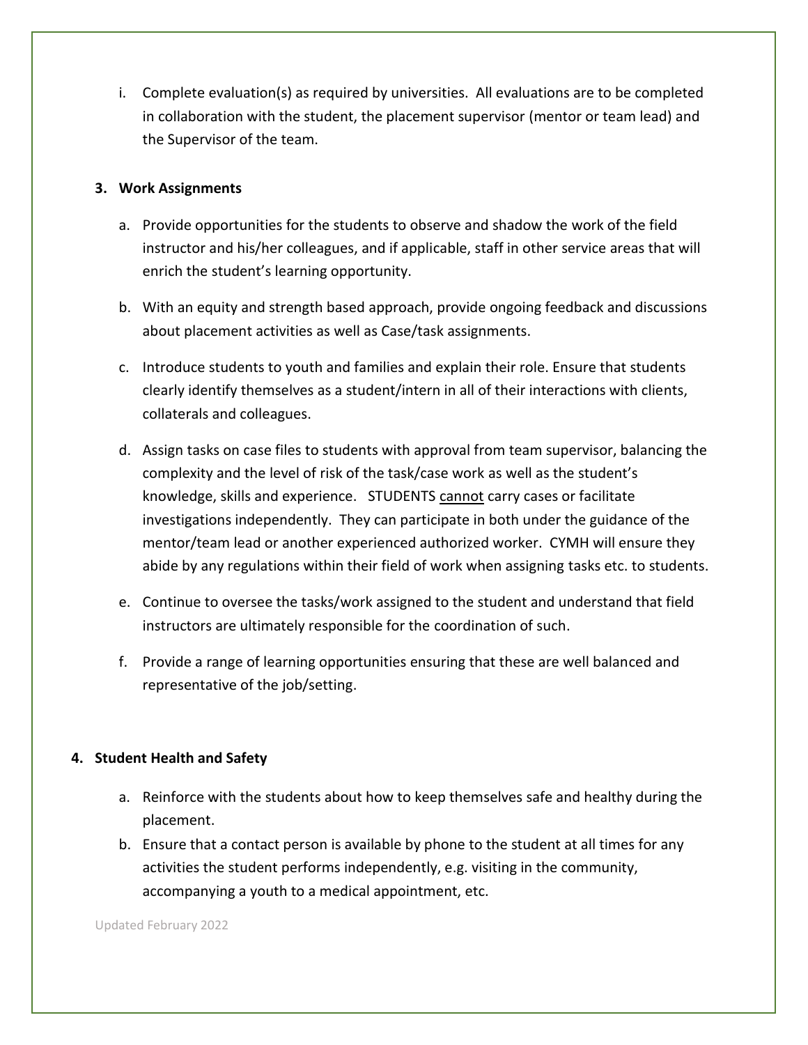i. Complete evaluation(s) as required by universities. All evaluations are to be completed in collaboration with the student, the placement supervisor (mentor or team lead) and the Supervisor of the team.

**3. Work Assignments**

a. Provide opportunities for the students to observe and shadow the work of the field instructor and his/her colleagues, and if applicable, staff in other service areas that will enrich the student's learning opportunity.

b. With an equity and strength based approach, provide ongoing feedback and discussions about placement activities as well as Case/task assignments.

c. Introduce students to youth and families and explain their role. Ensure that students clearly identify themselves as a student/intern in all of their interactions with clients, collaterals and colleagues.

d. Assign tasks on case files to students with approval from team supervisor, balancing the complexity and the level of risk of the task/case work as well as the student's knowledge, skills and experience. STUDENTS <u>cannot</u> carry cases or facilitate investigations independently. They can participate in both under the guidance of the mentor/team lead or another experienced authorized worker. CYMH will ensure they abide by any regulations within their field of work when assigning tasks etc. to students.

e. Continue to oversee the tasks/work assigned to the student and understand that field instructors are ultimately responsible for the coordination of such.

f. Provide a range of learning opportunities ensuring that these are well balanced and representative of the job/setting.

**4. Student Health and Safety**

a. Reinforce with the students about how to keep themselves safe and healthy during the placement.

b. Ensure that a contact person is available by phone to the student at all times for any activities the student performs independently, e.g. visiting in the community, accompanying a youth to a medical appointment, etc.

Updated February 2022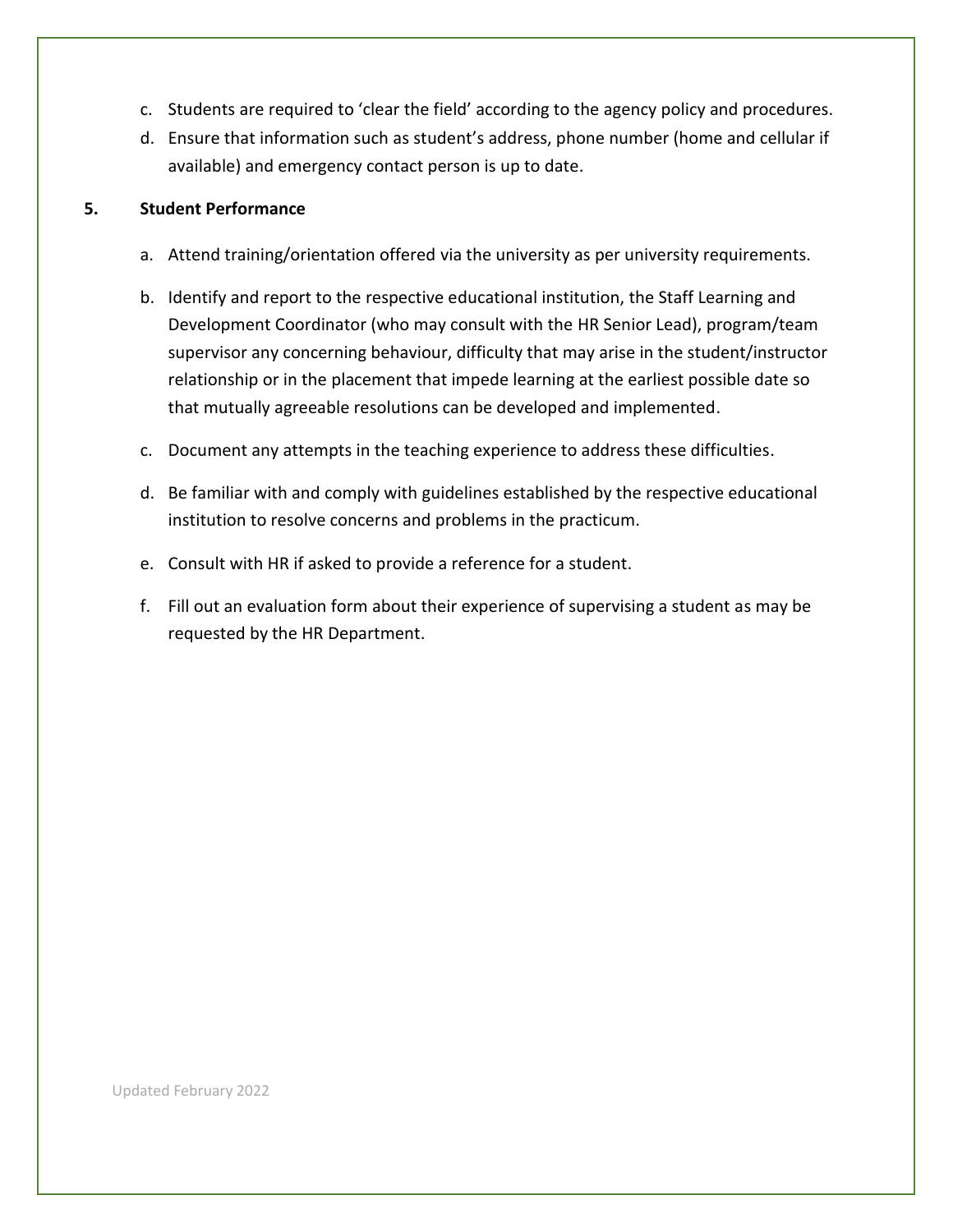c. Students are required to 'clear the field' according to the agency policy and procedures.
d. Ensure that information such as student's address, phone number (home and cellular if available) and emergency contact person is up to date.

**5. Student Performance**

a. Attend training/orientation offered via the university as per university requirements.
b. Identify and report to the respective educational institution, the Staff Learning and Development Coordinator (who may consult with the HR Senior Lead), program/team supervisor any concerning behaviour, difficulty that may arise in the student/instructor relationship or in the placement that impede learning at the earliest possible date so that mutually agreeable resolutions can be developed and implemented.
c. Document any attempts in the teaching experience to address these difficulties.
d. Be familiar with and comply with guidelines established by the respective educational institution to resolve concerns and problems in the practicum.
e. Consult with HR if asked to provide a reference for a student.
f. Fill out an evaluation form about their experience of supervising a student as may be requested by the HR Department.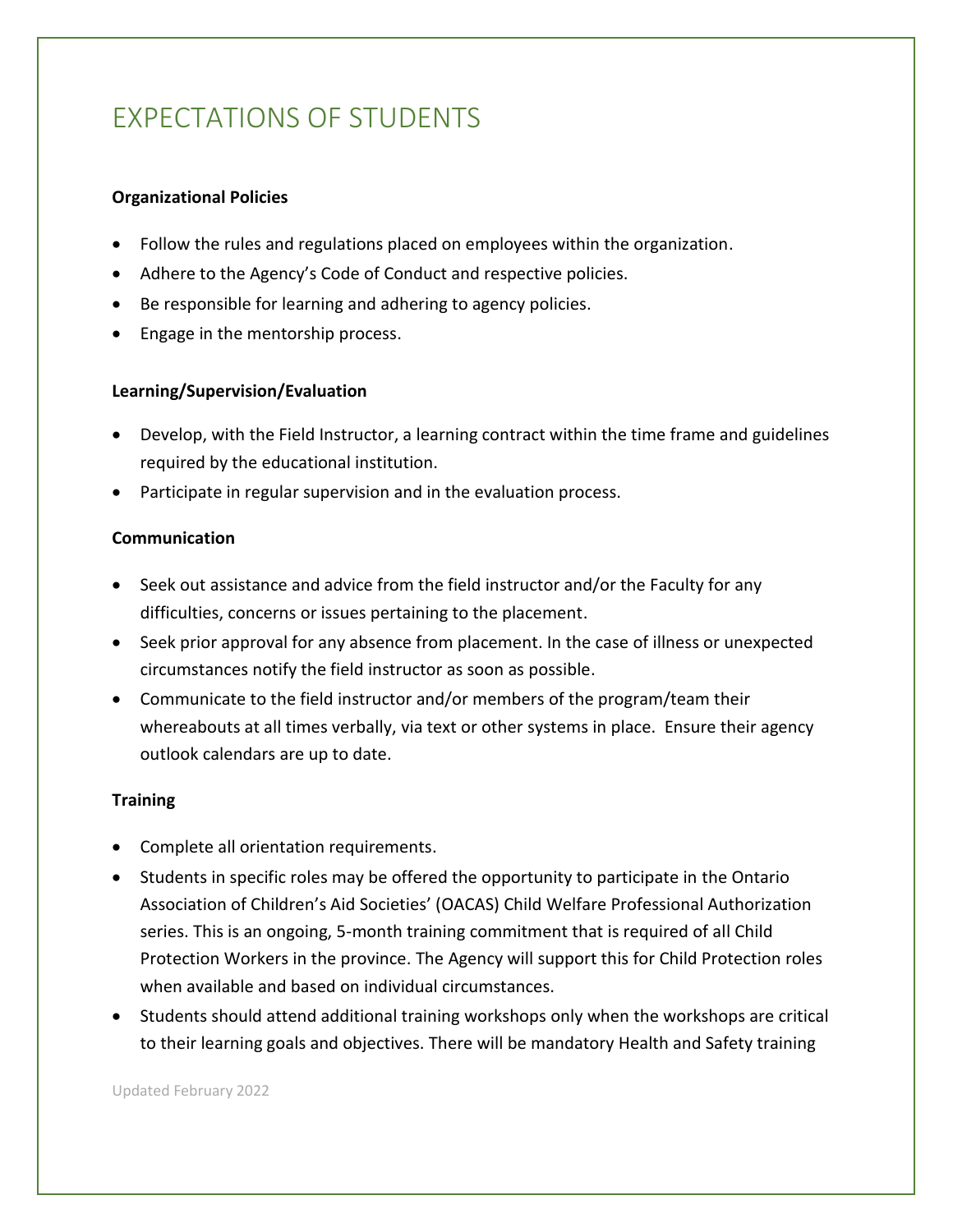# EXPECTATIONS OF STUDENTS

**Organizational Policies**

- Follow the rules and regulations placed on employees within the organization.
- Adhere to the Agency's Code of Conduct and respective policies.
- Be responsible for learning and adhering to agency policies.
- Engage in the mentorship process.

**Learning/Supervision/Evaluation**

- Develop, with the Field Instructor, a learning contract within the time frame and guidelines required by the educational institution.
- Participate in regular supervision and in the evaluation process.

**Communication**

- Seek out assistance and advice from the field instructor and/or the Faculty for any difficulties, concerns or issues pertaining to the placement.
- Seek prior approval for any absence from placement. In the case of illness or unexpected circumstances notify the field instructor as soon as possible.
- Communicate to the field instructor and/or members of the program/team their whereabouts at all times verbally, via text or other systems in place. Ensure their agency outlook calendars are up to date.

**Training**

- Complete all orientation requirements.
- Students in specific roles may be offered the opportunity to participate in the Ontario Association of Children's Aid Societies' (OACAS) Child Welfare Professional Authorization series. This is an ongoing, 5-month training commitment that is required of all Child Protection Workers in the province. The Agency will support this for Child Protection roles when available and based on individual circumstances.
- Students should attend additional training workshops only when the workshops are critical to their learning goals and objectives. There will be mandatory Health and Safety training

Updated February 2022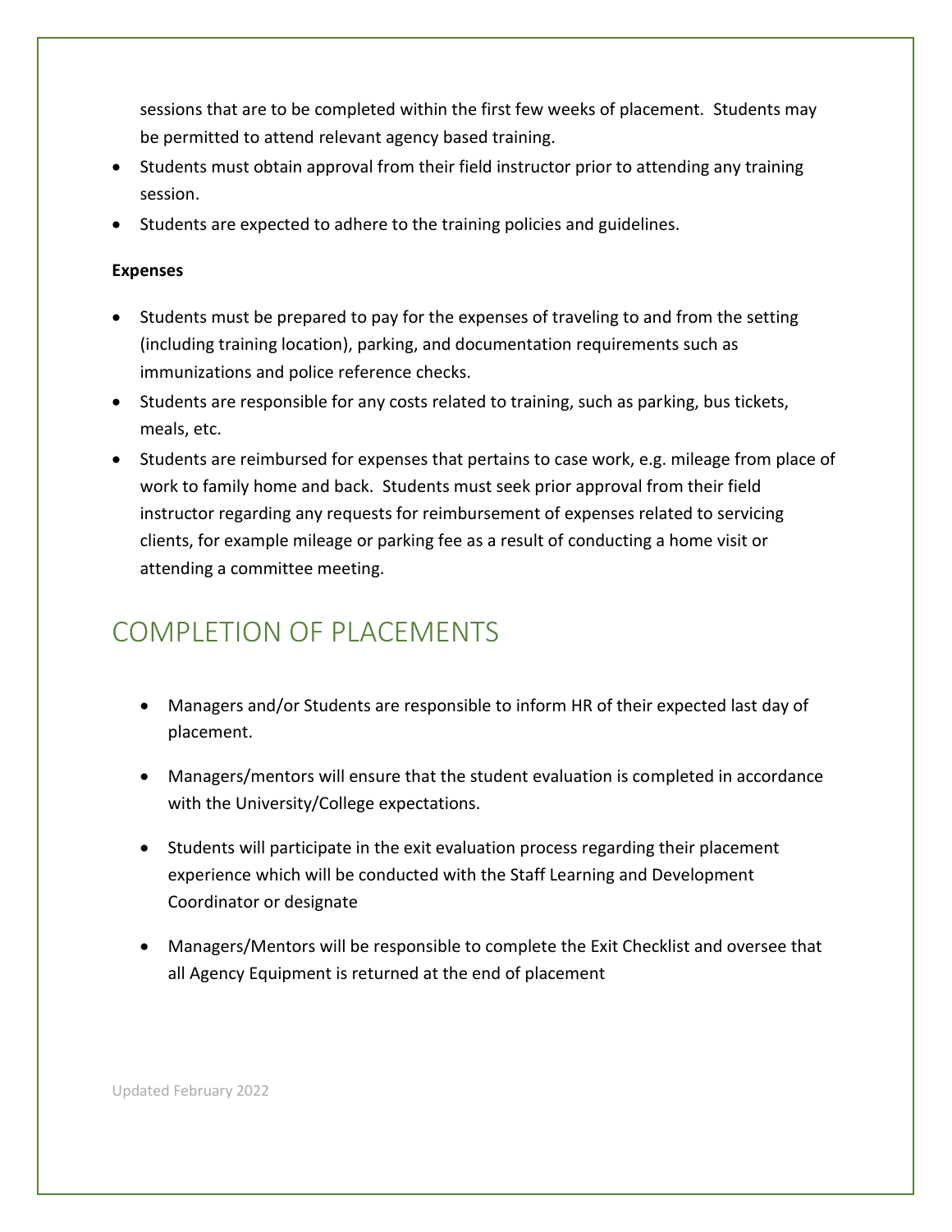sessions that are to be completed within the first few weeks of placement. Students may be permitted to attend relevant agency based training.

- Students must obtain approval from their field instructor prior to attending any training session.
- Students are expected to adhere to the training policies and guidelines.

**Expenses**

- Students must be prepared to pay for the expenses of traveling to and from the setting (including training location), parking, and documentation requirements such as immunizations and police reference checks.
- Students are responsible for any costs related to training, such as parking, bus tickets, meals, etc.
- Students are reimbursed for expenses that pertains to case work, e.g. mileage from place of work to family home and back. Students must seek prior approval from their field instructor regarding any requests for reimbursement of expenses related to servicing clients, for example mileage or parking fee as a result of conducting a home visit or attending a committee meeting.

# COMPLETION OF PLACEMENTS

- Managers and/or Students are responsible to inform HR of their expected last day of placement.
- Managers/mentors will ensure that the student evaluation is completed in accordance with the University/College expectations.
- Students will participate in the exit evaluation process regarding their placement experience which will be conducted with the Staff Learning and Development Coordinator or designate
- Managers/Mentors will be responsible to complete the Exit Checklist and oversee that all Agency Equipment is returned at the end of placement

Updated February 2022